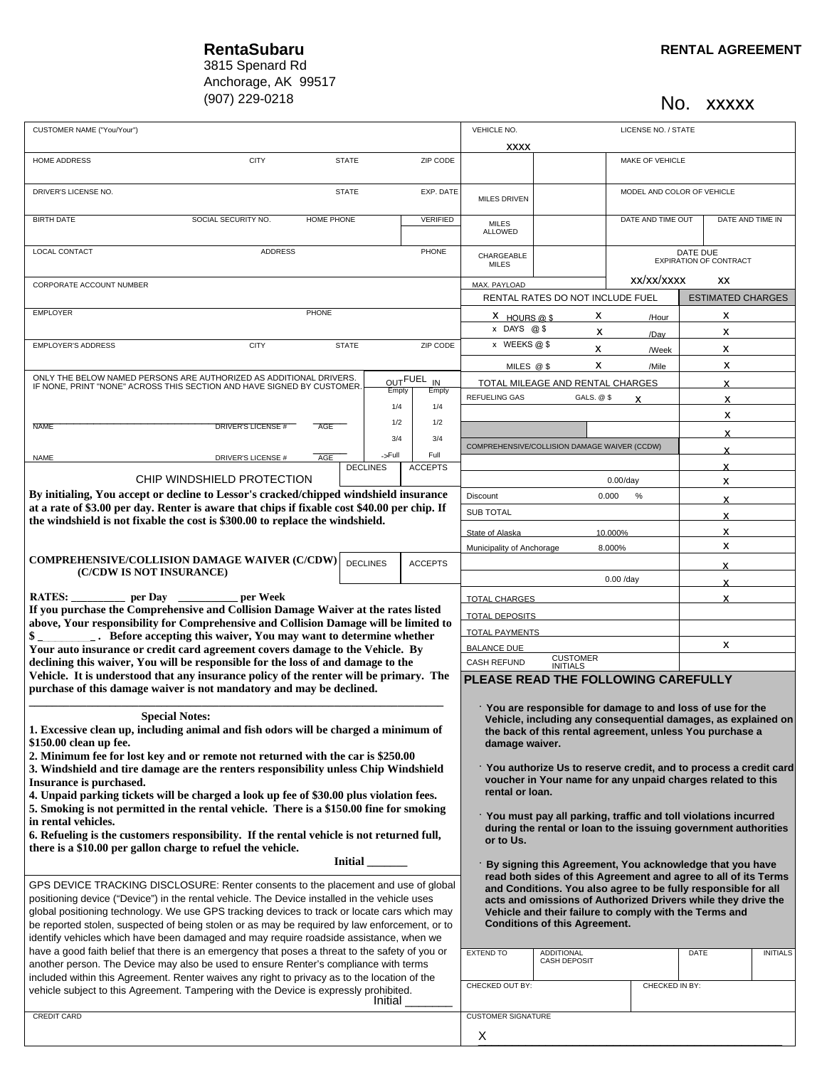**RentaSubaru**
3815 Spenard Rd
Anchorage, AK 99517
(907) 229-0218

**RENTAL AGREEMENT**

No. xxxxx

| CUSTOMER NAME ("You/Your") | | | |
|---|---|---|---|
| HOME ADDRESS | CITY | STATE | ZIP CODE |
| DRIVER'S LICENSE NO. | | STATE | EXP. DATE |
| BIRTH DATE | SOCIAL SECURITY NO. | HOME PHONE | VERIFIED |
| LOCAL CONTACT | ADDRESS | | PHONE |
| CORPORATE ACCOUNT NUMBER | | | |
| EMPLOYER | | PHONE | |
| EMPLOYER'S ADDRESS | CITY | STATE | ZIP CODE |

| VEHICLE NO. xxxx | | LICENSE NO. / STATE | |
|---|---|---|---|
| | | MAKE OF VEHICLE | |
| MILES DRIVEN | | MODEL AND COLOR OF VEHICLE | |
| MILES ALLOWED | | DATE AND TIME OUT | DATE AND TIME IN |
| CHARGEABLE MILES | | DATE DUE EXPIRATION OF CONTRACT | |
| MAX. PAYLOAD | | xx/xx/xxxx | xx |

| RENTAL RATES DO NOT INCLUDE FUEL | | | ESTIMATED CHARGES |
|---|---|---|---|
| x HOURS @ $ | x | /Hour | x |
| x DAYS @ $ | x | /Day | x |
| x WEEKS @ $ | x | /Week | x |
| MILES @ $ | x | /Mile | x |
| TOTAL MILEAGE AND RENTAL CHARGES | | | x |
| REFUELING GAS | GALS. @ $ | x | x |
| | | | x |
| | | | x |
| COMPREHENSIVE/COLLISION DAMAGE WAIVER (CCDW) | | | x |
| | | | x |
| | | 0.00/day | x |
| Discount | 0.000 | % | x |
| SUB TOTAL | | | x |
| State of Alaska | 10.000% | | x |
| Municipality of Anchorage | 8.000% | | x |
| | | | x |
| | | 0.00 /day | x |
| TOTAL CHARGES | | | x |
| TOTAL DEPOSITS | | | |
| TOTAL PAYMENTS | | | |
| BALANCE DUE | | | x |
| CASH REFUND | CUSTOMER INITIALS | | |

ONLY THE BELOW NAMED PERSONS ARE AUTHORIZED AS ADDITIONAL DRIVERS. IF NONE, PRINT "NONE" ACROSS THIS SECTION AND HAVE SIGNED BY CUSTOMER.

| NAME | DRIVER'S LICENSE # | AGE |
|---|---|---|
| | | |
| NAME | DRIVER'S LICENSE # | AGE |

| FUEL OUT | FUEL IN |
|---|---|
| Empty | Empty |
| 1/4 | 1/4 |
| 1/2 | 1/2 |
| 3/4 | 3/4 |
| ->Full | Full |

| CHIP WINDSHIELD PROTECTION | DECLINES | ACCEPTS |
|---|---|---|

**By initialing, You accept or decline to Lessor's cracked/chipped windshield insurance at a rate of $3.00 per day. Renter is aware that chips if fixable cost $40.00 per chip. If the windshield is not fixable the cost is $300.00 to replace the windshield.**

| **COMPREHENSIVE/COLLISION DAMAGE WAIVER (C/CDW) (C/CDW IS NOT INSURANCE)** | DECLINES | ACCEPTS |
|---|---|---|

**RATES: _________ per Day __________ per Week**
**If you purchase the Comprehensive and Collision Damage Waiver at the rates listed above, Your responsibility for Comprehensive and Collision Damage will be limited to $ _________ . Before accepting this waiver, You may want to determine whether Your auto insurance or credit card agreement covers damage to the Vehicle. By declining this waiver, You will be responsible for the loss of and damage to the Vehicle. It is understood that any insurance policy of the renter will be primary. The purchase of this damage waiver is not mandatory and may be declined.**

**Special Notes:**

**1. Excessive clean up, including animal and fish odors will be charged a minimum of $150.00 clean up fee.**
**2. Minimum fee for lost key and or remote not returned with the car is $250.00**
**3. Windshield and tire damage are the renters responsibility unless Chip Windshield Insurance is purchased.**
**4. Unpaid parking tickets will be charged a look up fee of $30.00 plus violation fees.**
**5. Smoking is not permitted in the rental vehicle. There is a $150.00 fine for smoking in rental vehicles.**
**6. Refueling is the customers responsibility. If the rental vehicle is not returned full, there is a $10.00 per gallon charge to refuel the vehicle.**

**Initial _______**

GPS DEVICE TRACKING DISCLOSURE: Renter consents to the placement and use of global positioning device ("Device") in the rental vehicle. The Device installed in the vehicle uses global positioning technology. We use GPS tracking devices to track or locate cars which may be reported stolen, suspected of being stolen or as may be required by law enforcement, or to identify vehicles which have been damaged and may require roadside assistance, when we have a good faith belief that there is an emergency that poses a threat to the safety of you or another person. The Device may also be used to ensure Renter's compliance with terms included within this Agreement. Renter waives any right to privacy as to the location of the vehicle subject to this Agreement. Tampering with the Device is expressly prohibited.

Initial _______

CREDIT CARD

## PLEASE READ THE FOLLOWING CAREFULLY

- **You are responsible for damage to and loss of use for the Vehicle, including any consequential damages, as explained on the back of this rental agreement, unless You purchase a damage waiver.**
- **You authorize Us to reserve credit, and to process a credit card voucher in Your name for any unpaid charges related to this rental or loan.**
- **You must pay all parking, traffic and toll violations incurred during the rental or loan to the issuing government authorities or to Us.**
- **By signing this Agreement, You acknowledge that you have read both sides of this Agreement and agree to all of its Terms and Conditions. You also agree to be fully responsible for all acts and omissions of Authorized Drivers while they drive the Vehicle and their failure to comply with the Terms and Conditions of this Agreement.**

| EXTEND TO | ADDITIONAL CASH DEPOSIT | DATE | INITIALS |
|---|---|---|---|
| | | | |

| CHECKED OUT BY: | CHECKED IN BY: |
|---|---|
| | |

CUSTOMER SIGNATURE

X _______________________________________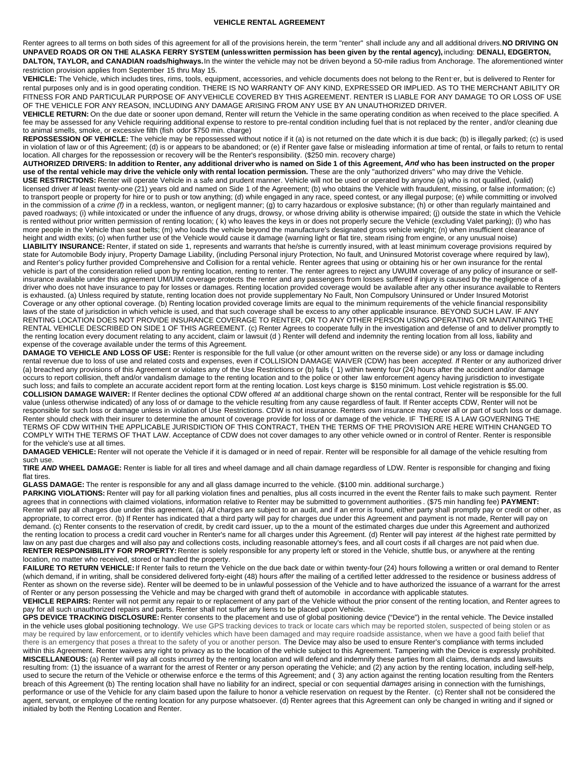# VEHICLE RENTAL AGREEMENT

Renter agrees to all terms on both sides of this agreement for all of the provisions herein, the term "renter" shall include any and all additional drivers. **NO DRIVING ON UNPAVED ROADS OR ON THE ALASKA FERRY SYSTEM (unless written permission has been given by the rental agency),** including: **DENALI, EDGERTON, DALTON, TAYLOR, and CANADIAN roads/highways.** In the winter the vehicle may not be driven beyond a 50-mile radius from Anchorage. The aforementioned winter restriction provision applies from September 15 thru May 15.

**VEHICLE:** The Vehicle, which includes tires, rims, tools, equipment, accessories, and vehicle documents does not belong to the Renter, but is delivered to Renter for rental purposes only and is in good operating condition. THERE IS NO WARRANTY OF ANY KIND, EXPRESSED OR IMPLIED. AS TO THE MERCHANT ABILITY OR FITNESS FOR AND PARTICULAR PURPOSE OF ANY VEHICLE COVERED BY THIS AGREEMENT. RENTER IS LIABLE FOR ANY DAMAGE TO OR LOSS OF USE OF THE VEHICLE FOR ANY REASON, INCLUDING ANY DAMAGE ARISING FROM ANY USE BY AN UNAUTHORIZED DRIVER.

**VEHICLE RETURN:** On the due date or sooner upon demand, Renter will return the Vehicle in the same operating condition as when received to the place specified. A fee may be assessed for any Vehicle requiring additional expense to restore to pre-rental condition including fuel that is not replaced by the renter, and/or cleaning due to animal smells, smoke, or excessive filth (fish odor $750 min. charge)

**REPOSSESSION OF VEHICLE:** The vehicle may be repossessed without notice if it (a) is not returned on the date which it is due back; (b) is illegally parked; (c) is used in violation of law or of this Agreement; (d) is or appears to be abandoned; or (e) if Renter gave false or misleading information *at* time of rental, or fails to return to rental location. All charges for the repossession or recovery will be the Renter's responsibility. ($250 min. recovery charge)

**AUTHORIZED DRIVERS: In addition to Renter, any additional driver who is named on Side 1 of this Agreement, *And* who has been instructed on the proper use of the rental vehicle may drive the vehicle only with rental location permission.** These are the only "authorized drivers" who may drive the Vehicle.

**USE RESTRICTIONS:** Renter will operate Vehicle in a safe and prudent manner. Vehicle will not be used or operated by anyone (a) who is not qualified, (valid) licensed driver *at* least twenty-one (21) years old and named on Side 1 of the Agreement; (b) who obtains the Vehicle with fraudulent, missing, or false information; (c) to transport people or property for hire or to push or tow anything; (d) while engaged in any race, speed contest, or any illegal purpose; (e) while committing or involved in the commission of a *crime (f)* in a reckless, wanton, or negligent manner; (g) to carry hazardous or explosive substance; (h) or other than regularly maintained and paved roadways; (i) while intoxicated or under the influence of any drugs, drowsy, or whose driving ability is otherwise impaired; (j) outside the state in which the Vehicle is rented without prior written permission of renting location; ( k) who leaves the keys in or does not properly secure the Vehicle (excluding Valet parking); (l) who has more people in the Vehicle than seat belts; (m) who loads the vehicle beyond the manufacture's designated gross vehicle weight; (n) when insufficient clearance of height and width exits; (o) when further use of the Vehicle would cause it damage (warning light or flat tire, steam rising from engine, or any unusual noise)

**LIABILITY INSURANCE:** Renter, if stated on side 1, represents and warrants that he/she is currently insured, with at least minimum coverage provisions required by state for Automobile Body injury, Property Damage Liability, (including Personal injury Protection, No fault, and Uninsured Motorist coverage where required by law), and Renter's policy further provided Comprehensive and Collision for a rental vehicle. Renter agrees that using or obtaining his or her own insurance for the rental vehicle is part of the consideration relied upon by renting location, renting to renter. The renter agrees to reject any UWUIM coverage of any policy of insurance or self-insurance available under this agreement UM/UIM coverage protects the renter and any passengers from losses suffered if injury is caused by the negligence of a driver who does not have insurance to pay for losses or damages. Renting location provided coverage would be available after any other insurance available to Renters is exhausted. (a) Unless required by statute, renting location does not provide supplementary No Fault, Non Compulsory Uninsured or Under Insured Motorist Coverage or any other optional coverage. (b) Renting location provided coverage limits are equal to the minimum requirements of the vehicle financial responsibility laws of the state of jurisdiction in which vehicle is used, and that such coverage shall be excess to any other applicable insurance. BEYOND SUCH LAW. IF ANY RENTING LOCATION DOES NOT PROVIDE INSURANCE COVERAGE TO RENTER, OR TO ANY OTHER PERSON USING OPERATING OR MAINTAINING THE RENTAL VEHICLE DESCRIBED ON SIDE 1 OF THIS AGREEMENT. (c) Renter Agrees to cooperate fully in the investigation and defense of and to deliver promptly to the renting location every document relating to any accident, claim or lawsuit (d ) Renter will defend and indemnity the renting location from all loss, liability and expense of the coverage available under the terms of this Agreement.

**DAMAGE TO VEHICLE AND LOSS OF USE:** Renter is responsible for the full value (or other amount written on the reverse side) or any loss or damage including rental revenue due to loss of use and related costs and expenses, even if COLLISION DAMAGE WAIVER (CDW) has been *accepted. If* Renter or any authorized driver (a) breached any provisions of this Agreement or violates any of the Use Restrictions or (b) fails ( 1) within twenty four (24) hours after the accident and/or damage occurs to report collision, theft and/or vandalism damage to the renting location and to the police or other law enforcement agency having jurisdiction to investigate such loss; and fails to complete an accurate accident report form at the renting location. Lost keys charge is $150 minimum. Lost vehicle registration is $5.00.

**COLLISION DAMAGE WAIVER:** If Renter declines the optional CDW offered *at* an additional charge shown on the rental contract, Renter will be responsible for the full value (unless otherwise indicated) of any loss of or damage to the vehicle resulting from any cause regardless of fault. If Renter accepts CDW, Renter will not be responsible for such loss or damage unless in violation of Use Restrictions. CDW is not insurance. Renters *own* insurance may cover all or part of such loss or damage. Renter should check with their insurer to determine the amount of coverage provide for loss of or damage of the vehicle. IF THERE IS A LAW GOVERNING THE TERMS OF CDW WITHIN THE APPLICABLE JURISDICTION OF THIS CONTRACT, THEN THE TERMS OF THE PROVISION ARE HERE WITHIN CHANGED TO COMPLY WITH THE TERMS OF THAT LAW. Acceptance of CDW does not cover damages to any other vehicle owned or in control of Renter. Renter is responsible for the vehicle's use at all times.

**DAMAGED VEHICLE:** Renter will not operate the Vehicle if it is damaged or in need of repair. Renter will be responsible for all damage of the vehicle resulting from such use.

**TIRE *AND* WHEEL DAMAGE:** Renter is liable for all tires and wheel damage and all chain damage regardless of LDW. Renter is responsible for changing and fixing flat tires.

**GLASS DAMAGE:** The renter is responsible for any and all glass damage incurred to the vehicle. ($100 min. additional surcharge.)

**PARKING VIOLATIONS:** Renter will pay for all parking violation fines and penalties, plus all costs incurred in the event the Renter fails to make such payment. Renter agrees that in connections with claimed violations, information relative to Renter may be submitted to government authorities . ($75 min handling fee) **PAYMENT:** Renter will pay all charges due under this agreement. (a) *All* charges are subject to an audit, and if an error is found, either party shall promptly pay or credit or other, as appropriate, to correct error. (b) If Renter has indicated that a third party will pay for charges due under this Agreement and payment is not made, Renter will pay on demand. (c) Renter consents to the reservation of credit, by credit card issuer, up to the a mount of the estimated charges due under this Agreement and authorized the renting location to process a credit card voucher in Renter's name for all charges under this Agreement. (d) Renter will pay interest *at* the highest rate permitted by law on any past due charges and will also pay and collections costs, including reasonable attorney's fees, and all court costs if all charges are not paid when due.

**RENTER RESPONSIBILITY FOR PROPERTY:** Renter is solely responsible for any property left or stored in the Vehicle, shuttle bus, or anywhere at the renting location, no matter who received, stored or handled the property.

**FAILURE TO RETURN VEHICLE:** If Renter fails to return the Vehicle on the due back date or within twenty-four (24) hours following a written or oral demand to Renter (which demand, if in writing, shall be considered delivered forty-eight (48) hours *after* the mailing of a certified letter addressed to the residence or business address of Renter as shown on the reverse side). Renter will be deemed to be in unlawful possession of the Vehicle and to have authorized the issuance of a warrant for the arrest of Renter or any person possessing the Vehicle and may be charged with grand theft of automobile in accordance with applicable statutes.

**VEHICLE REPAIRS:** Renter will not permit any repair to or replacement of any part of the Vehicle without the prior consent of the renting location, and Renter agrees to pay for all such unauthorized repairs and parts. Renter shall not suffer any liens to be placed upon Vehicle.

**GPS DEVICE TRACKING DISCLOSURE:** Renter consents to the placement and use of global positioning device ("Device") in the rental vehicle. The Device installed in the vehicle uses global positioning technology. We use GPS tracking devices to track or locate cars which may be reported stolen, suspected of being stolen or as may be required by law enforcement, or to identify vehicles which have been damaged and may require roadside assistance, when we have a good faith belief that there is an emergency that poses a threat to the safety of you or another person. The Device may also be used to ensure Renter's compliance with terms included within this Agreement. Renter waives any right to privacy as to the location of the vehicle subject to this Agreement. Tampering with the Device is expressly prohibited.

**MISCELLANEOUS:** (a) Renter will pay all costs incurred by the renting location and will defend and indemnify these parties from all claims, demands and lawsuits resulting from: (1) the issuance of a warrant for the arrest of Renter or any person operating the Vehicle; and (2) any action by the renting location, including self-help, used to secure the return of the Vehicle or otherwise enforce e the terms of this Agreement; and ( 3) any action against the renting location resulting from the Renters breach of this Agreement (b) The renting location shall have no liability for an indirect, special or con sequential *damages* arising in connection with the furnishings, performance or use of the Vehicle for any claim based upon the failure to honor a vehicle reservation on request by the Renter. (c) Renter shall not be considered the agent, servant, or employee of the renting location for any purpose whatsoever. (d) Renter agrees that this Agreement can only be changed in writing and if signed or initialed by both the Renting Location and Renter.